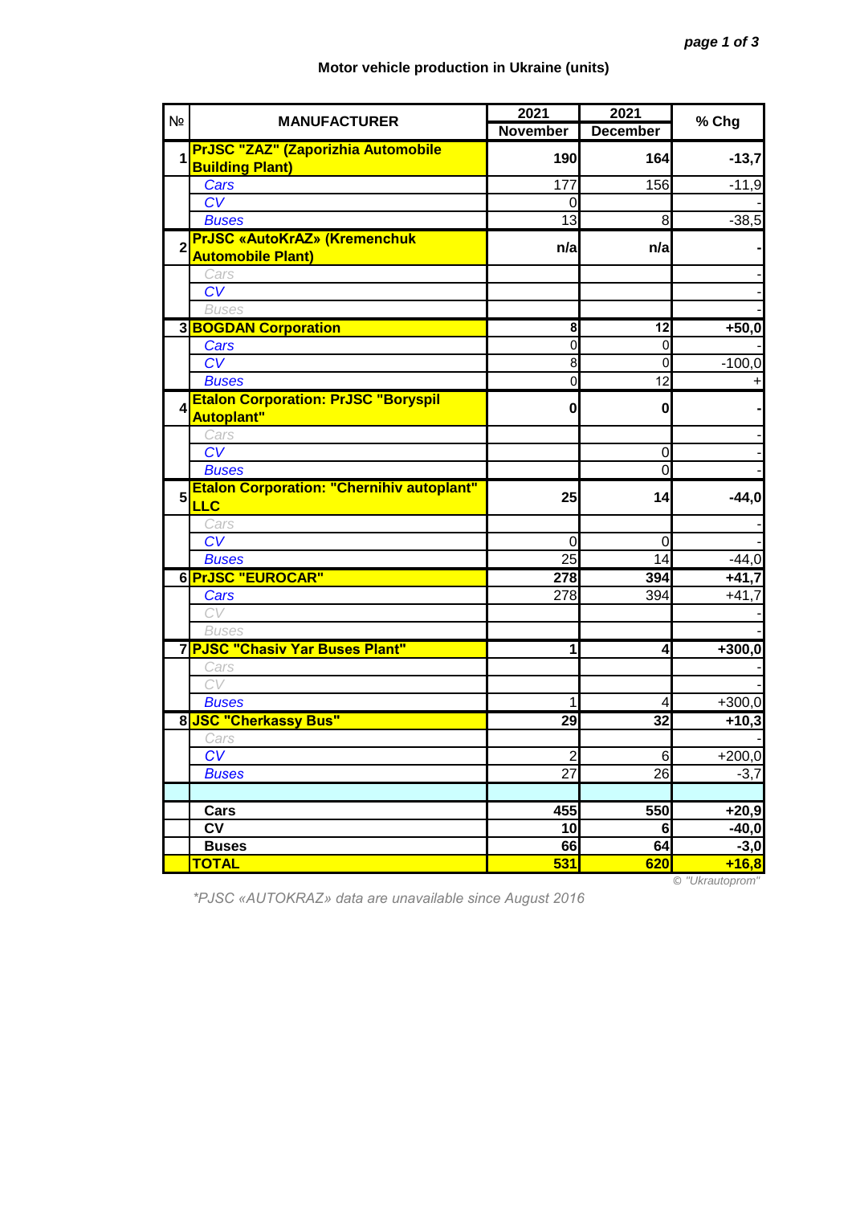# Motor vehicle production in Ukraine (units)

| № | MANUFACTURER | 2021 November | 2021 December | % Chg |
|---|---|---|---|---|
| 1 | **PrJSC "ZAZ" (Zaporizhia Automobile Building Plant)** | **190** | **164** | **-13,7** |
| | *Cars* | 177 | 156 | -11,9 |
| | *CV* | 0 | | - |
| | *Buses* | 13 | 8 | -38,5 |
| 2 | **PrJSC «AutoKrAZ» (Kremenchuk Automobile Plant)** | **n/a** | **n/a** | **-** |
| | *Cars* | | | - |
| | *CV* | | | - |
| | *Buses* | | | - |
| 3 | **BOGDAN Corporation** | **8** | **12** | **+50,0** |
| | *Cars* | 0 | 0 | - |
| | *CV* | 8 | 0 | -100,0 |
| | *Buses* | 0 | 12 | + |
| 4 | **Etalon Corporation: PrJSC "Boryspil Autoplant"** | **0** | **0** | **-** |
| | *Cars* | | | - |
| | *CV* | | 0 | - |
| | *Buses* | | 0 | - |
| 5 | **Etalon Corporation: "Chernihiv autoplant" LLC** | **25** | **14** | **-44,0** |
| | *Cars* | | | - |
| | *CV* | 0 | 0 | - |
| | *Buses* | 25 | 14 | -44,0 |
| 6 | **PrJSC "EUROCAR"** | **278** | **394** | **+41,7** |
| | *Cars* | 278 | 394 | +41,7 |
| | *CV* | | | - |
| | *Buses* | | | - |
| 7 | **PJSC "Chasiv Yar Buses Plant"** | **1** | **4** | **+300,0** |
| | *Cars* | | | - |
| | *CV* | | | - |
| | *Buses* | 1 | 4 | +300,0 |
| 8 | **JSC "Cherkassy Bus"** | **29** | **32** | **+10,3** |
| | *Cars* | | | - |
| | *CV* | 2 | 6 | +200,0 |
| | *Buses* | 27 | 26 | -3,7 |
| | | | | |
| | **Cars** | **455** | **550** | **+20,9** |
| | **CV** | **10** | **6** | **-40,0** |
| | **Buses** | **66** | **64** | **-3,0** |
| | **TOTAL** | **531** | **620** | **+16,8** |

© "Ukrautoprom"

*\*PJSC «AUTOKRAZ» data are unavailable since August 2016*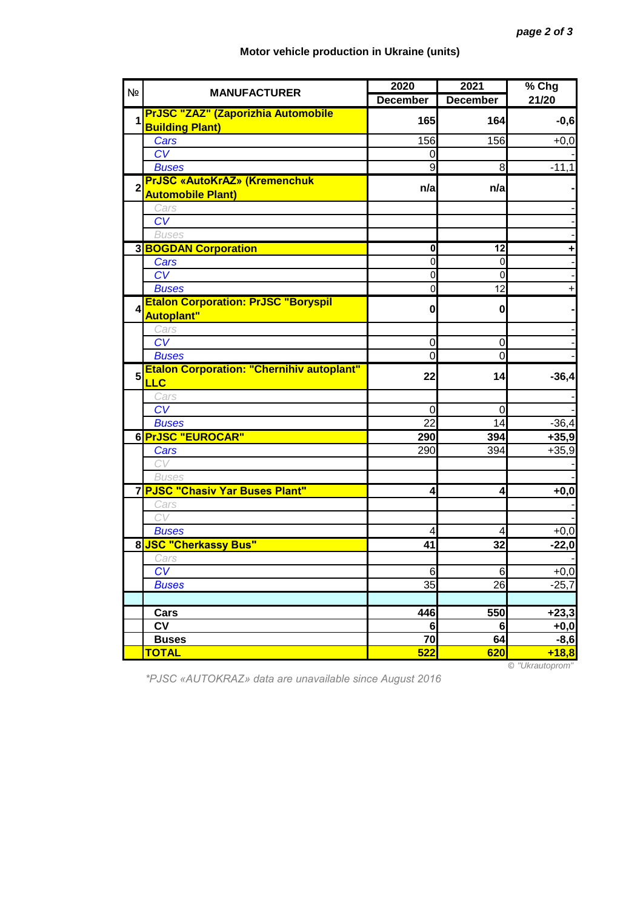**Motor vehicle production in Ukraine (units)**

| № | MANUFACTURER | 2020 December | 2021 December | % Chg 21/20 |
|---|---|---|---|---|
| 1 | **PrJSC "ZAZ" (Zaporizhia Automobile Building Plant)** | **165** | **164** | **-0,6** |
| | *Cars* | 156 | 156 | +0,0 |
| | *CV* | 0 | | - |
| | *Buses* | 9 | 8 | -11,1 |
| 2 | **PrJSC «AutoKrAZ» (Kremenchuk Automobile Plant)** | **n/a** | **n/a** | **-** |
| | *Cars* | | | - |
| | *CV* | | | - |
| | *Buses* | | | - |
| 3 | **BOGDAN Corporation** | **0** | **12** | **+** |
| | *Cars* | 0 | 0 | - |
| | *CV* | 0 | 0 | - |
| | *Buses* | 0 | 12 | + |
| 4 | **Etalon Corporation: PrJSC "Boryspil Autoplant"** | **0** | **0** | **-** |
| | *Cars* | | | - |
| | *CV* | 0 | 0 | - |
| | *Buses* | 0 | 0 | - |
| 5 | **Etalon Corporation: "Chernihiv autoplant" LLC** | **22** | **14** | **-36,4** |
| | *Cars* | | | - |
| | *CV* | 0 | 0 | - |
| | *Buses* | 22 | 14 | -36,4 |
| 6 | **PrJSC "EUROCAR"** | **290** | **394** | **+35,9** |
| | *Cars* | 290 | 394 | +35,9 |
| | *CV* | | | - |
| | *Buses* | | | - |
| 7 | **PJSC "Chasiv Yar Buses Plant"** | **4** | **4** | **+0,0** |
| | *Cars* | | | - |
| | *CV* | | | - |
| | *Buses* | 4 | 4 | +0,0 |
| 8 | **JSC "Cherkassy Bus"** | **41** | **32** | **-22,0** |
| | *Cars* | | | - |
| | *CV* | 6 | 6 | +0,0 |
| | *Buses* | 35 | 26 | -25,7 |
| | | | | |
| | **Cars** | **446** | **550** | **+23,3** |
| | **CV** | **6** | **6** | **+0,0** |
| | **Buses** | **70** | **64** | **-8,6** |
| | **TOTAL** | **522** | **620** | **+18,8** |

*© "Ukrautoprom"*

*\*PJSC «AUTOKRAZ» data are unavailable since August 2016*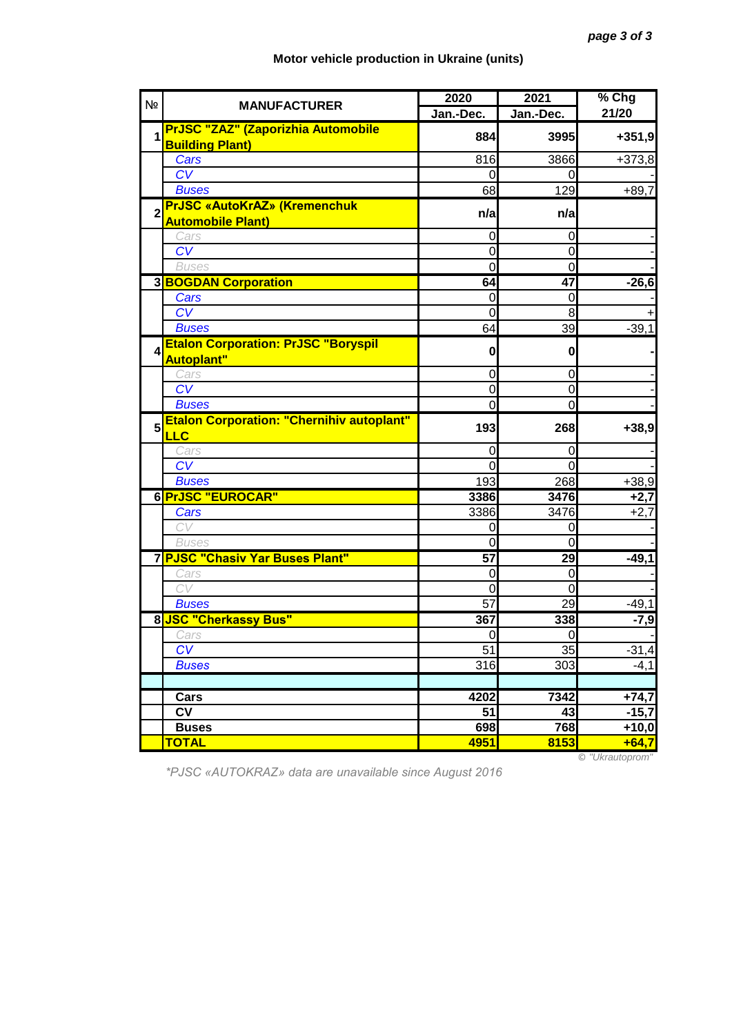**Motor vehicle production in Ukraine (units)**

| № | MANUFACTURER | 2020 Jan.-Dec. | 2021 Jan.-Dec. | % Chg 21/20 |
|---|---|---|---|---|
| 1 | **PrJSC "ZAZ" (Zaporizhia Automobile Building Plant)** | **884** | **3995** | **+351,9** |
| | *Cars* | 816 | 3866 | +373,8 |
| | *CV* | 0 | 0 | - |
| | *Buses* | 68 | 129 | +89,7 |
| 2 | **PrJSC «AutoKrAZ» (Kremenchuk Automobile Plant)** | **n/a** | **n/a** | |
| | *Cars* | 0 | 0 | - |
| | *CV* | 0 | 0 | - |
| | *Buses* | 0 | 0 | - |
| 3 | **BOGDAN Corporation** | **64** | **47** | **-26,6** |
| | *Cars* | 0 | 0 | - |
| | *CV* | 0 | 8 | + |
| | *Buses* | 64 | 39 | -39,1 |
| 4 | **Etalon Corporation: PrJSC "Boryspil Autoplant"** | **0** | **0** | **-** |
| | *Cars* | 0 | 0 | - |
| | *CV* | 0 | 0 | - |
| | *Buses* | 0 | 0 | - |
| 5 | **Etalon Corporation: "Chernihiv autoplant" LLC** | **193** | **268** | **+38,9** |
| | *Cars* | 0 | 0 | - |
| | *CV* | 0 | 0 | - |
| | *Buses* | 193 | 268 | +38,9 |
| 6 | **PrJSC "EUROCAR"** | **3386** | **3476** | **+2,7** |
| | *Cars* | 3386 | 3476 | +2,7 |
| | *CV* | 0 | 0 | - |
| | *Buses* | 0 | 0 | - |
| 7 | **PJSC "Chasiv Yar Buses Plant"** | **57** | **29** | **-49,1** |
| | *Cars* | 0 | 0 | - |
| | *CV* | 0 | 0 | - |
| | *Buses* | 57 | 29 | -49,1 |
| 8 | **JSC "Cherkassy Bus"** | **367** | **338** | **-7,9** |
| | *Cars* | 0 | 0 | - |
| | *CV* | 51 | 35 | -31,4 |
| | *Buses* | 316 | 303 | -4,1 |
| | | | | |
| | **Cars** | **4202** | **7342** | **+74,7** |
| | **CV** | **51** | **43** | **-15,7** |
| | **Buses** | **698** | **768** | **+10,0** |
| | **TOTAL** | **4951** | **8153** | **+64,7** |

*© "Ukrautoprom"*

*\*PJSC «AUTOKRAZ» data are unavailable since August 2016*